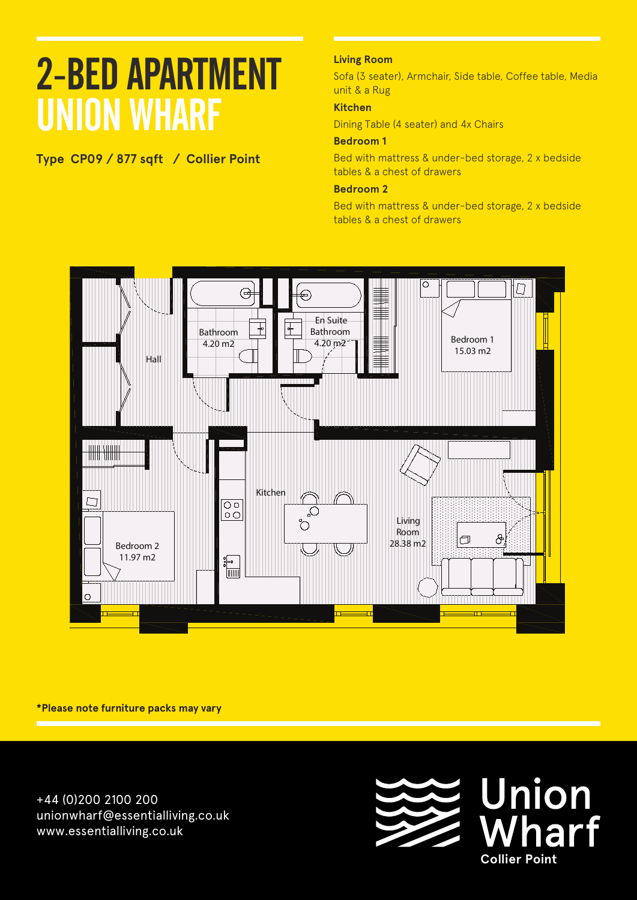# 2-BED APARTMENT UNION WHARF

**Type CP09 / 877 sqft / Collier Point**

**Living Room**

Sofa (3 seater), Armchair, Side table, Coffee table, Media unit & a Rug

**Kitchen**

Dining Table (4 seater) and 4x Chairs

**Bedroom 1**

Bed with mattress & under-bed storage, 2 x bedside tables & a chest of drawers

**Bedroom 2**

Bed with mattress & under-bed storage, 2 x bedside tables & a chest of drawers

Hall

Bathroom 4.20 m2

En Suite Bathroom 4.20 m2

Bedroom 1 15.03 m2

Kitchen

Living Room 28.38 m2

Bedroom 2 11.97 m2

**\*Please note furniture packs may vary**

+44 (0)200 2100 200
unionwharf@essentialliving.co.uk
www.essentialliving.co.uk

Union Wharf
**Collier Point**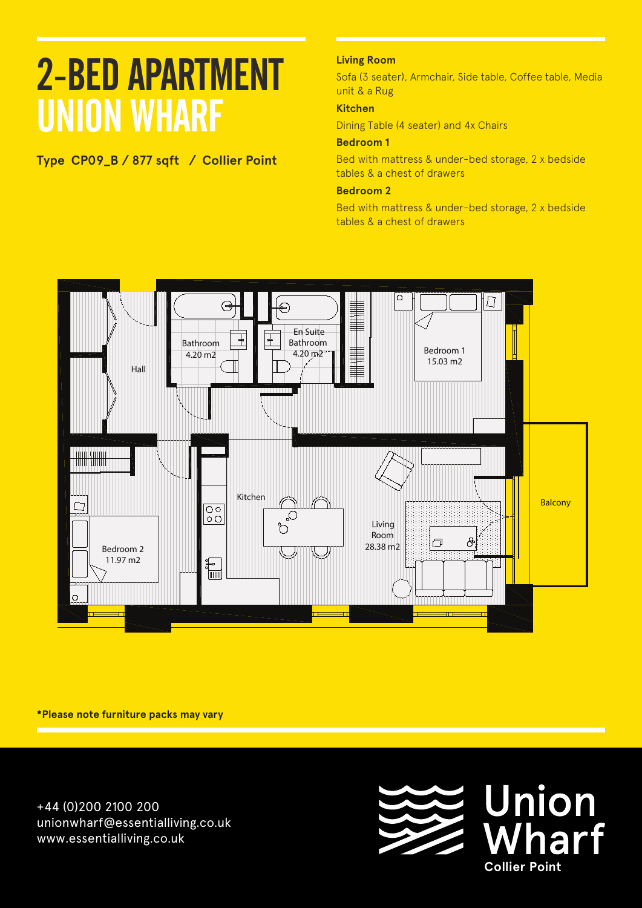# 2-BED APARTMENT
# UNION WHARF

**Type CP09_B / 877 sqft / Collier Point**

**Living Room**

Sofa (3 seater), Armchair, Side table, Coffee table, Media unit & a Rug

**Kitchen**

Dining Table (4 seater) and 4x Chairs

**Bedroom 1**

Bed with mattress & under-bed storage, 2 x bedside tables & a chest of drawers

**Bedroom 2**

Bed with mattress & under-bed storage, 2 x bedside tables & a chest of drawers

Hall

Bathroom 4.20 m2

En Suite Bathroom 4.20 m2

Bedroom 1 15.03 m2

Kitchen

Living Room 28.38 m2

Balcony

Bedroom 2 11.97 m2

**\*Please note furniture packs may vary**

+44 (0)200 2100 200
unionwharf@essentialliving.co.uk
www.essentialliving.co.uk

Union Wharf
**Collier Point**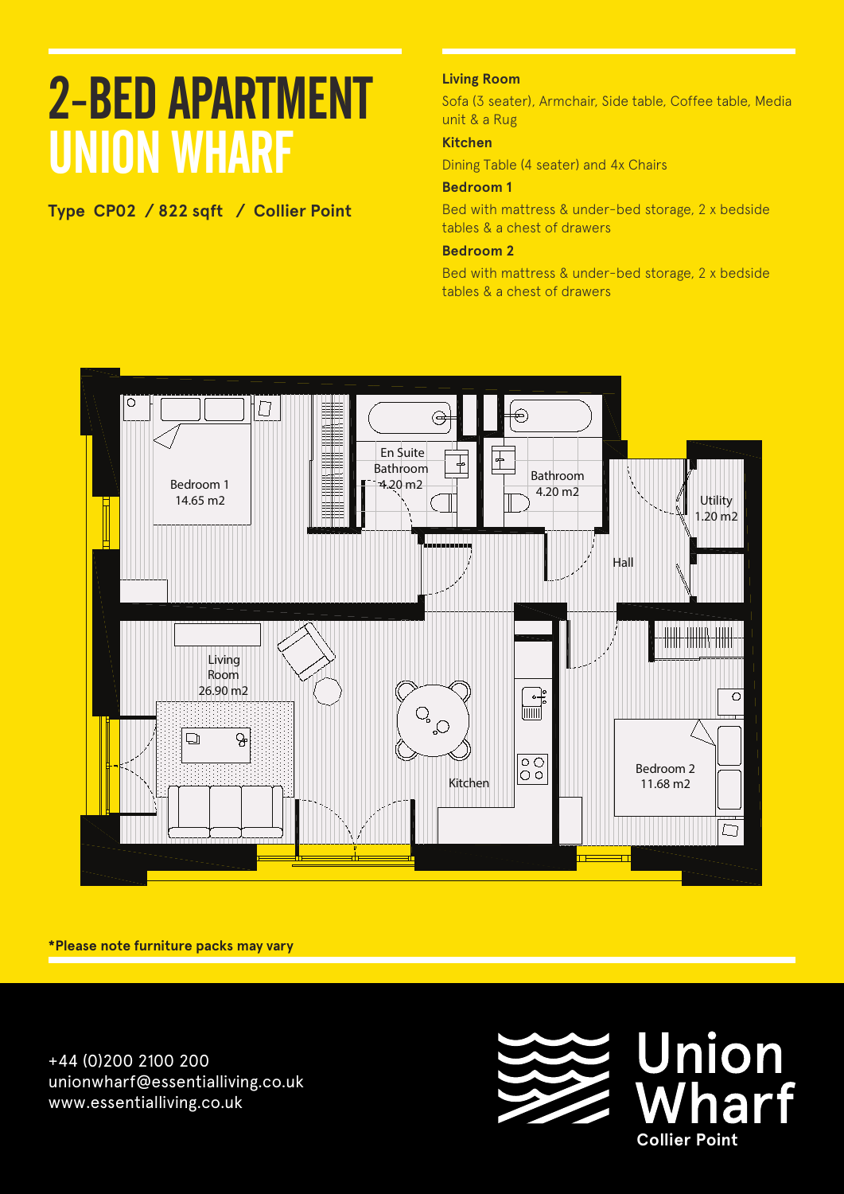# 2-BED APARTMENT UNION WHARF

**Type CP02 / 822 sqft / Collier Point**

**Living Room**

Sofa (3 seater), Armchair, Side table, Coffee table, Media unit & a Rug

**Kitchen**

Dining Table (4 seater) and 4x Chairs

**Bedroom 1**

Bed with mattress & under-bed storage, 2 x bedside tables & a chest of drawers

**Bedroom 2**

Bed with mattress & under-bed storage, 2 x bedside tables & a chest of drawers

Bedroom 1 14.65 m2

En Suite Bathroom 4.20 m2

Bathroom 4.20 m2

Utility 1.20 m2

Hall

Living Room 26.90 m2

Kitchen

Bedroom 2 11.68 m2

**\*Please note furniture packs may vary**

+44 (0)200 2100 200
unionwharf@essentialliving.co.uk
www.essentialliving.co.uk

Union Wharf
**Collier Point**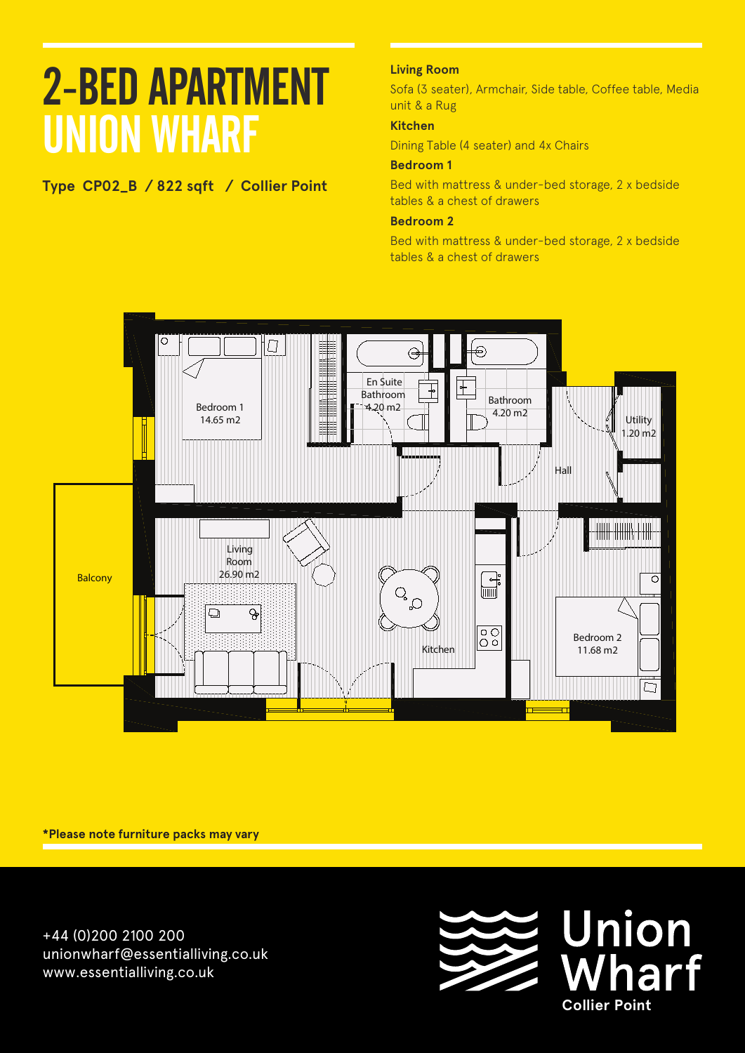# 2-BED APARTMENT UNION WHARF

**Type CP02_B / 822 sqft / Collier Point**

**Living Room**

Sofa (3 seater), Armchair, Side table, Coffee table, Media unit & a Rug

**Kitchen**

Dining Table (4 seater) and 4x Chairs

**Bedroom 1**

Bed with mattress & under-bed storage, 2 x bedside tables & a chest of drawers

**Bedroom 2**

Bed with mattress & under-bed storage, 2 x bedside tables & a chest of drawers

Bedroom 1 14.65 m2

En Suite Bathroom 4.20 m2

Bathroom 4.20 m2

Utility 1.20 m2

Hall

Balcony

Living Room 26.90 m2

Kitchen

Bedroom 2 11.68 m2

**\*Please note furniture packs may vary**

+44 (0)200 2100 200
unionwharf@essentialliving.co.uk
www.essentialliving.co.uk

Union Wharf
**Collier Point**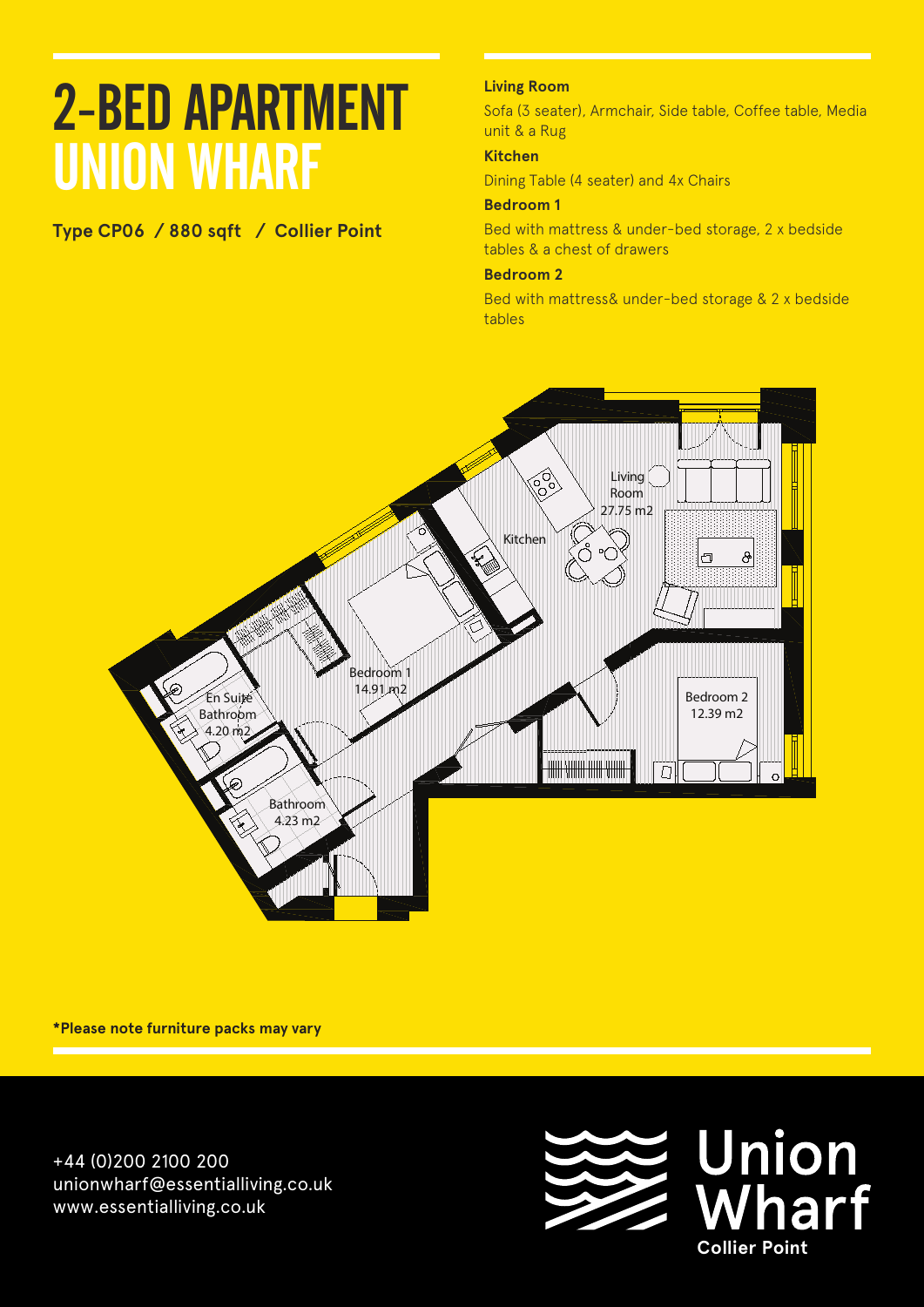# 2-BED APARTMENT UNION WHARF

**Type CP06 / 880 sqft / Collier Point**

**Living Room**

Sofa (3 seater), Armchair, Side table, Coffee table, Media unit & a Rug

**Kitchen**

Dining Table (4 seater) and 4x Chairs

**Bedroom 1**

Bed with mattress & under-bed storage, 2 x bedside tables & a chest of drawers

**Bedroom 2**

Bed with mattress& under-bed storage & 2 x bedside tables

Living Room 27.75 m2

Kitchen

Bedroom 1 14.91 m2

En Suite Bathroom 4.20 m2

Bathroom 4.23 m2

Bedroom 2 12.39 m2

**\*Please note furniture packs may vary**

+44 (0)200 2100 200
unionwharf@essentialliving.co.uk
www.essentialliving.co.uk

Union Wharf
**Collier Point**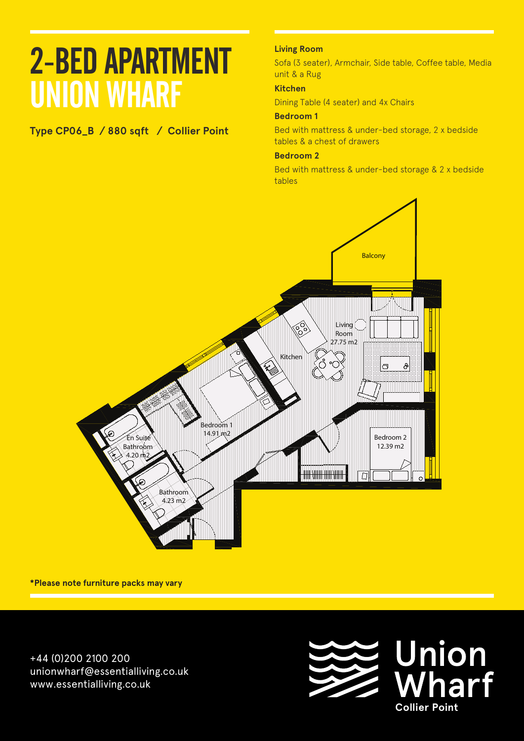# 2-BED APARTMENT UNION WHARF

**Type CP06_B / 880 sqft / Collier Point**

**Living Room**

Sofa (3 seater), Armchair, Side table, Coffee table, Media unit & a Rug

**Kitchen**

Dining Table (4 seater) and 4x Chairs

**Bedroom 1**

Bed with mattress & under-bed storage, 2 x bedside tables & a chest of drawers

**Bedroom 2**

Bed with mattress & under-bed storage & 2 x bedside tables

Balcony

Living Room 27.75 m2

Kitchen

Bedroom 1 14.91 m2

En Suite Bathroom 4.20 m2

Bathroom 4.23 m2

Bedroom 2 12.39 m2

**\*Please note furniture packs may vary**

+44 (0)200 2100 200
unionwharf@essentialliving.co.uk
www.essentialliving.co.uk

Union Wharf
**Collier Point**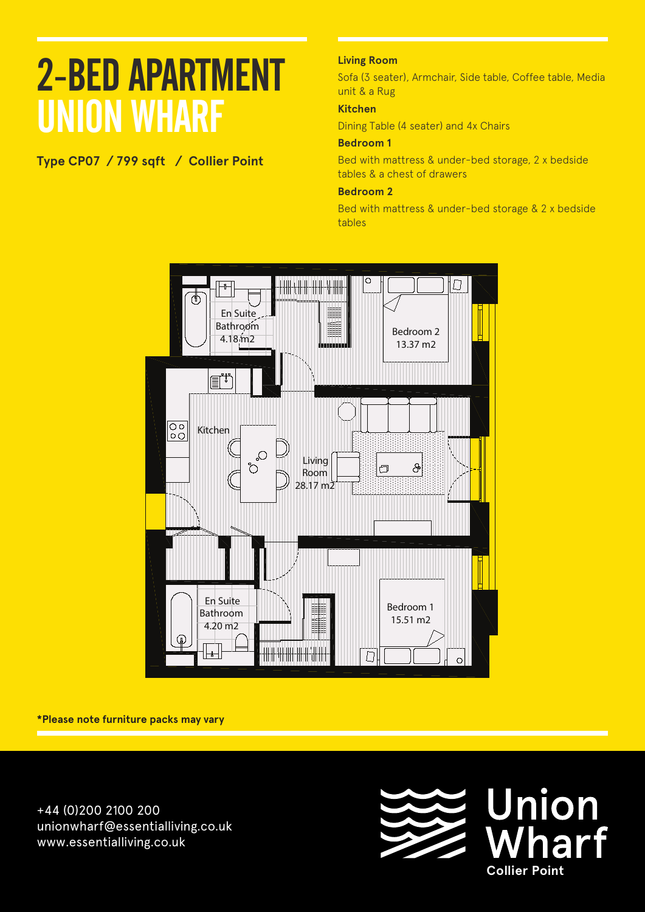# 2-BED APARTMENT UNION WHARF

**Type CP07 / 799 sqft / Collier Point**

**Living Room**

Sofa (3 seater), Armchair, Side table, Coffee table, Media unit & a Rug

**Kitchen**

Dining Table (4 seater) and 4x Chairs

**Bedroom 1**

Bed with mattress & under-bed storage, 2 x bedside tables & a chest of drawers

**Bedroom 2**

Bed with mattress & under-bed storage & 2 x bedside tables

En Suite Bathroom 4.18 m2

Bedroom 2 13.37 m2

Kitchen

Living Room 28.17 m2

En Suite Bathroom 4.20 m2

Bedroom 1 15.51 m2

**\*Please note furniture packs may vary**

+44 (0)200 2100 200
unionwharf@essentialliving.co.uk
www.essentialliving.co.uk

Union Wharf
**Collier Point**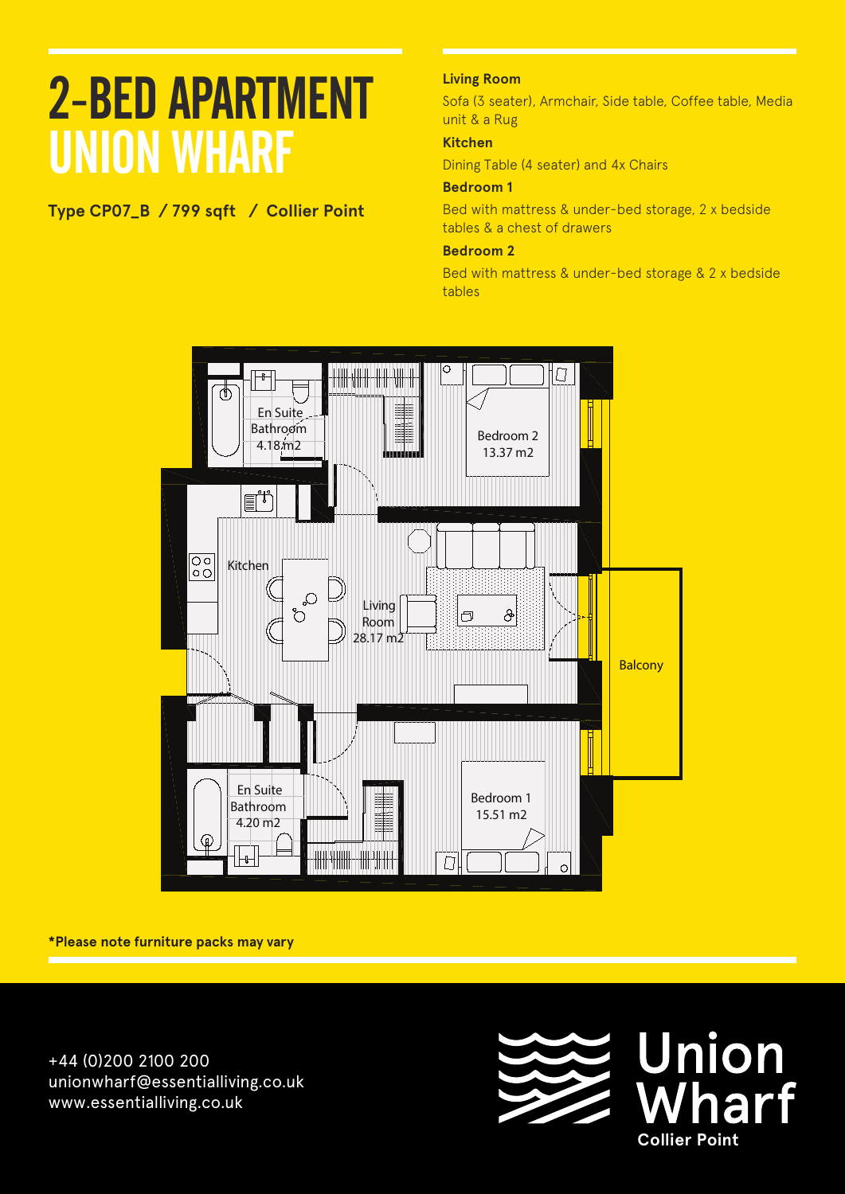# 2-BED APARTMENT UNION WHARF

**Type CP07_B / 799 sqft / Collier Point**

**Living Room**

Sofa (3 seater), Armchair, Side table, Coffee table, Media unit & a Rug

**Kitchen**

Dining Table (4 seater) and 4x Chairs

**Bedroom 1**

Bed with mattress & under-bed storage, 2 x bedside tables & a chest of drawers

**Bedroom 2**

Bed with mattress & under-bed storage & 2 x bedside tables

En Suite Bathroom 4.18 m2

Bedroom 2 13.37 m2

Kitchen

Living Room 28.17 m2

Balcony

En Suite Bathroom 4.20 m2

Bedroom 1 15.51 m2

**\*Please note furniture packs may vary**

+44 (0)200 2100 200
unionwharf@essentialliving.co.uk
www.essentialliving.co.uk

Union Wharf
**Collier Point**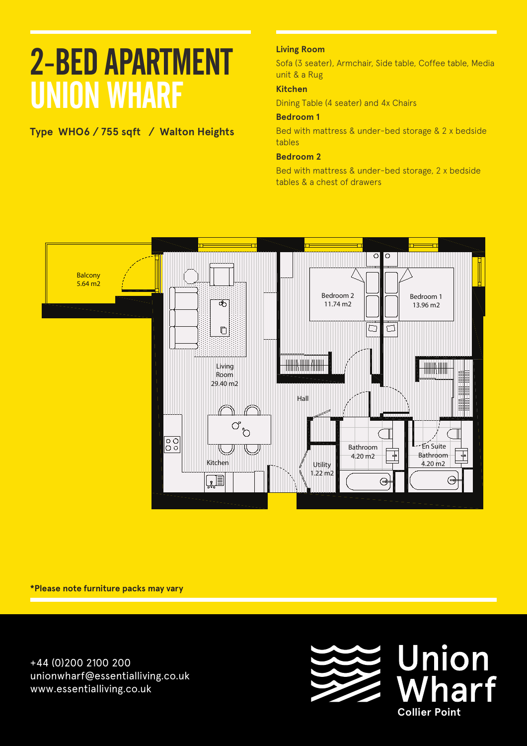# 2-BED APARTMENT UNION WHARF

**Type WHO6 / 755 sqft / Walton Heights**

**Living Room**

Sofa (3 seater), Armchair, Side table, Coffee table, Media unit & a Rug

**Kitchen**

Dining Table (4 seater) and 4x Chairs

**Bedroom 1**

Bed with mattress & under-bed storage & 2 x bedside tables

**Bedroom 2**

Bed with mattress & under-bed storage, 2 x bedside tables & a chest of drawers

Balcony 5.64 m2

Living Room 29.40 m2

Kitchen

Hall

Bedroom 2 11.74 m2

Bedroom 1 13.96 m2

Bathroom 4.20 m2

En Suite Bathroom 4.20 m2

Utility 1.22 m2

**\*Please note furniture packs may vary**

+44 (0)200 2100 200
unionwharf@essentialliving.co.uk
www.essentialliving.co.uk

Union Wharf
**Collier Point**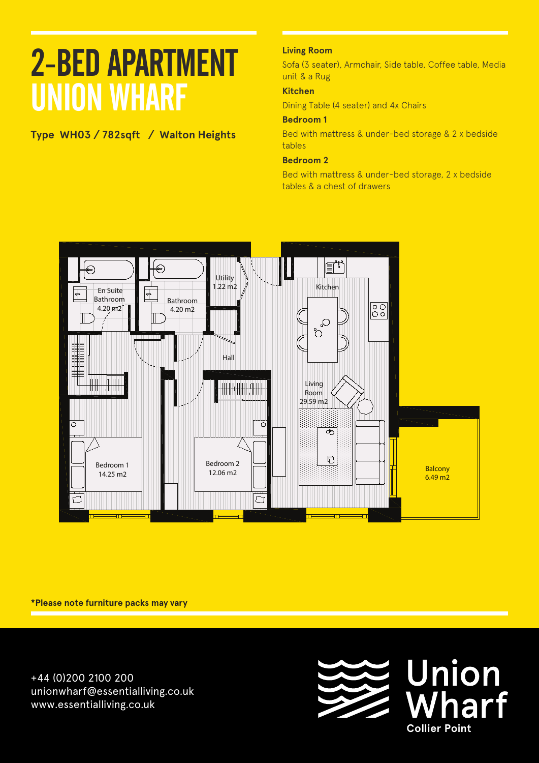# 2-BED APARTMENT
# UNION WHARF

**Type WH03 / 782sqft / Walton Heights**

**Living Room**

Sofa (3 seater), Armchair, Side table, Coffee table, Media unit & a Rug

**Kitchen**

Dining Table (4 seater) and 4x Chairs

**Bedroom 1**

Bed with mattress & under-bed storage & 2 x bedside tables

**Bedroom 2**

Bed with mattress & under-bed storage, 2 x bedside tables & a chest of drawers

En Suite Bathroom 4.20 m2

Bathroom 4.20 m2

Utility 1.22 m2

Kitchen

Hall

Living Room 29.59 m2

Bedroom 1 14.25 m2

Bedroom 2 12.06 m2

Balcony 6.49 m2

**\*Please note furniture packs may vary**

+44 (0)200 2100 200
unionwharf@essentialliving.co.uk
www.essentialliving.co.uk

Union Wharf
**Collier Point**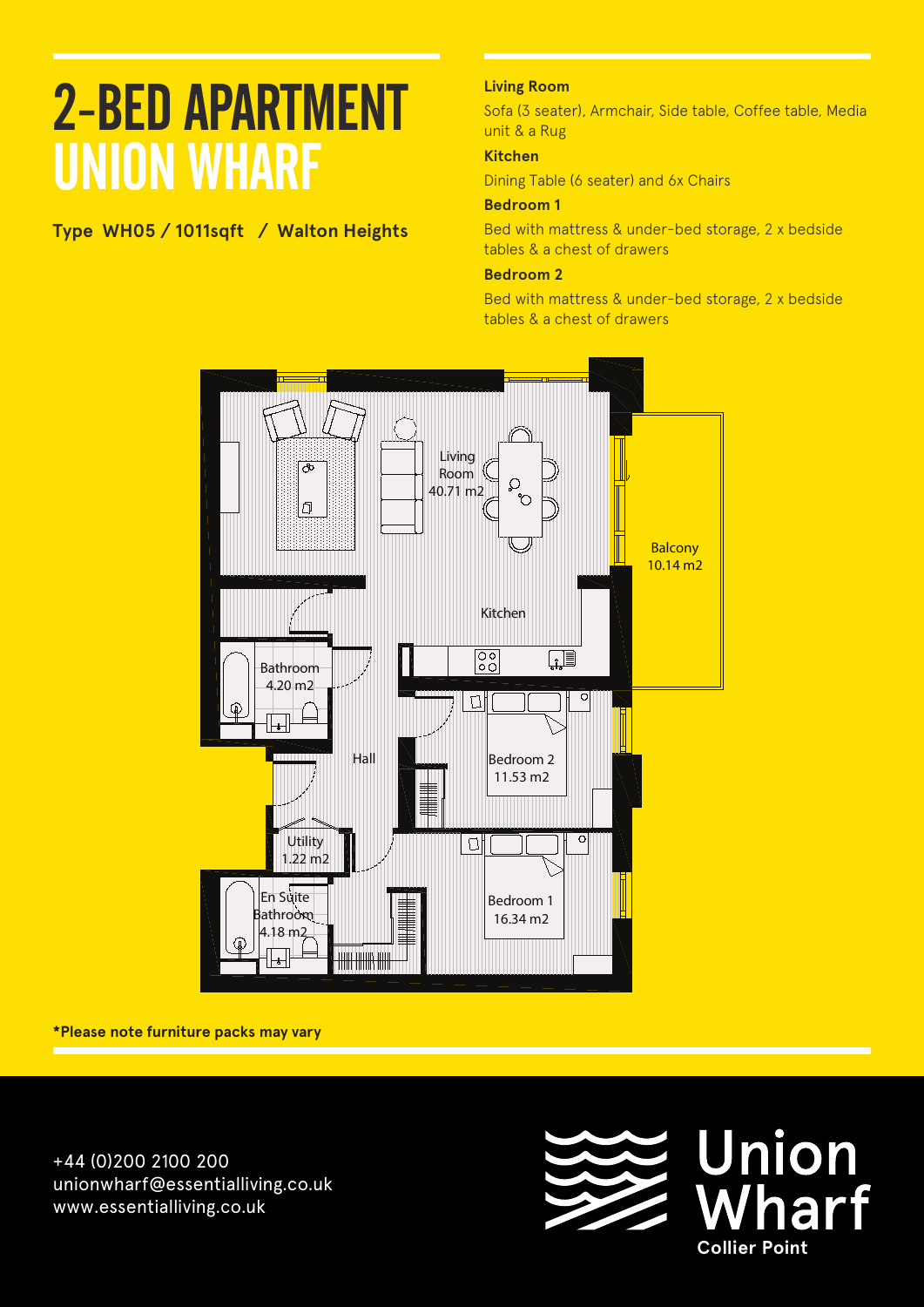# 2-BED APARTMENT UNION WHARF

**Type WH05 / 1011sqft / Walton Heights**

**Living Room**

Sofa (3 seater), Armchair, Side table, Coffee table, Media unit & a Rug

**Kitchen**

Dining Table (6 seater) and 6x Chairs

**Bedroom 1**

Bed with mattress & under-bed storage, 2 x bedside tables & a chest of drawers

**Bedroom 2**

Bed with mattress & under-bed storage, 2 x bedside tables & a chest of drawers

Living Room 40.71 m2

Balcony 10.14 m2

Kitchen

Bathroom 4.20 m2

Hall

Bedroom 2 11.53 m2

Utility 1.22 m2

En Suite Bathroom 4.18 m2

Bedroom 1 16.34 m2

**\*Please note furniture packs may vary**

+44 (0)200 2100 200
unionwharf@essentialliving.co.uk
www.essentialliving.co.uk

Union Wharf
**Collier Point**